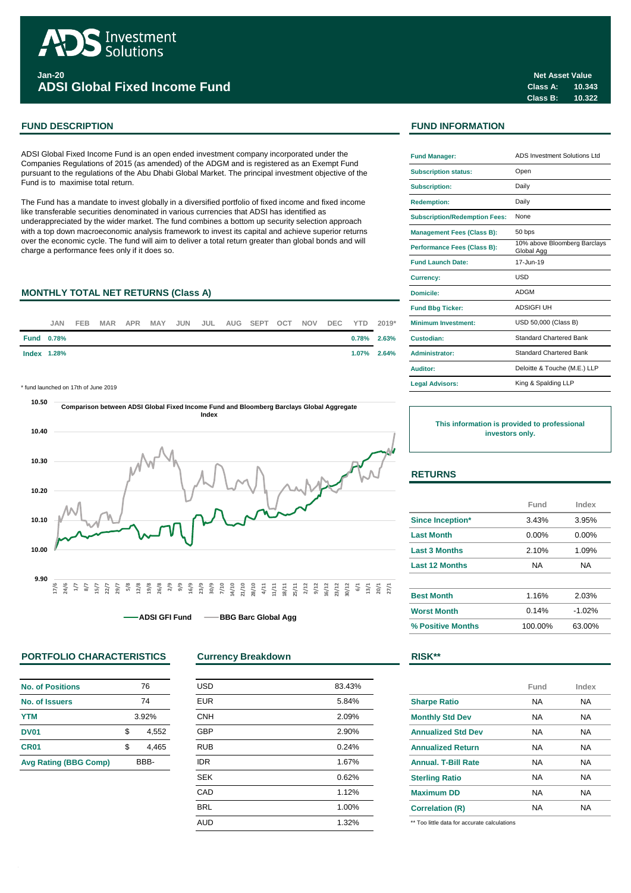# ADSI Global Fixed Income Fund

**Jan-20**

**Net Asset Value**

| | |
|---|---|
| Class A: | 10.343 |
| Class B: | 10.322 |

## FUND DESCRIPTION

ADSI Global Fixed Income Fund is an open ended investment company incorporated under the Companies Regulations of 2015 (as amended) of the ADGM and is registered as an Exempt Fund pursuant to the regulations of the Abu Dhabi Global Market. The principal investment objective of the Fund is to maximise total return.

The Fund has a mandate to invest globally in a diversified portfolio of fixed income and fixed income like transferable securities denominated in various currencies that ADSI has identified as underappreciated by the wider market. The fund combines a bottom up security selection approach with a top down macroeconomic analysis framework to invest its capital and achieve superior returns over the economic cycle. The fund will aim to deliver a total return greater than global bonds and will charge a performance fees only if it does so.

## MONTHLY TOTAL NET RETURNS (Class A)

| | JAN | FEB | MAR | APR | MAY | JUN | JUL | AUG | SEPT | OCT | NOV | DEC | YTD | 2019* |
|---|---|---|---|---|---|---|---|---|---|---|---|---|---|---|
| Fund | 0.78% | | | | | | | | | | | | 0.78% | 2.63% |
| Index | 1.28% | | | | | | | | | | | | 1.07% | 2.64% |

\* fund launched on 17th of June 2019

Comparison between ADSI Global Fixed Income Fund and Bloomberg Barclays Global Aggregate Index

ADSI GFI Fund — BBG Barc Global Agg

## PORTFOLIO CHARACTERISTICS

| | |
|---|---|
| No. of Positions | 76 |
| No. of Issuers | 74 |
| YTM | 3.92% |
| DV01 | $ 4,552 |
| CR01 | $ 4,465 |
| Avg Rating (BBG Comp) | BBB- |

## Currency Breakdown

| | |
|---|---|
| USD | 83.43% |
| EUR | 5.84% |
| CNH | 2.09% |
| GBP | 2.90% |
| RUB | 0.24% |
| IDR | 1.67% |
| SEK | 0.62% |
| CAD | 1.12% |
| BRL | 1.00% |
| AUD | 1.32% |

## FUND INFORMATION

| | |
|---|---|
| Fund Manager: | ADS Investment Solutions Ltd |
| Subscription status: | Open |
| Subscription: | Daily |
| Redemption: | Daily |
| Subscription/Redemption Fees: | None |
| Management Fees (Class B): | 50 bps |
| Performance Fees (Class B): | 10% above Bloomberg Barclays Global Agg |
| Fund Launch Date: | 17-Jun-19 |
| Currency: | USD |
| Domicile: | ADGM |
| Fund Bbg Ticker: | ADSIGFI UH |
| Minimum Investment: | USD 50,000 (Class B) |
| Custodian: | Standard Chartered Bank |
| Administrator: | Standard Chartered Bank |
| Auditor: | Deloitte & Touche (M.E.) LLP |
| Legal Advisors: | King & Spalding LLP |

**This information is provided to professional investors only.**

## RETURNS

| | Fund | Index |
|---|---|---|
| Since Inception* | 3.43% | 3.95% |
| Last Month | 0.00% | 0.00% |
| Last 3 Months | 2.10% | 1.09% |
| Last 12 Months | NA | NA |
| Best Month | 1.16% | 2.03% |
| Worst Month | 0.14% | -1.02% |
| % Positive Months | 100.00% | 63.00% |

## RISK**

| | Fund | Index |
|---|---|---|
| Sharpe Ratio | NA | NA |
| Monthly Std Dev | NA | NA |
| Annualized Std Dev | NA | NA |
| Annualized Return | NA | NA |
| Annual. T-Bill Rate | NA | NA |
| Sterling Ratio | NA | NA |
| Maximum DD | NA | NA |
| Correlation (R) | NA | NA |

\*\* Too little data for accurate calculations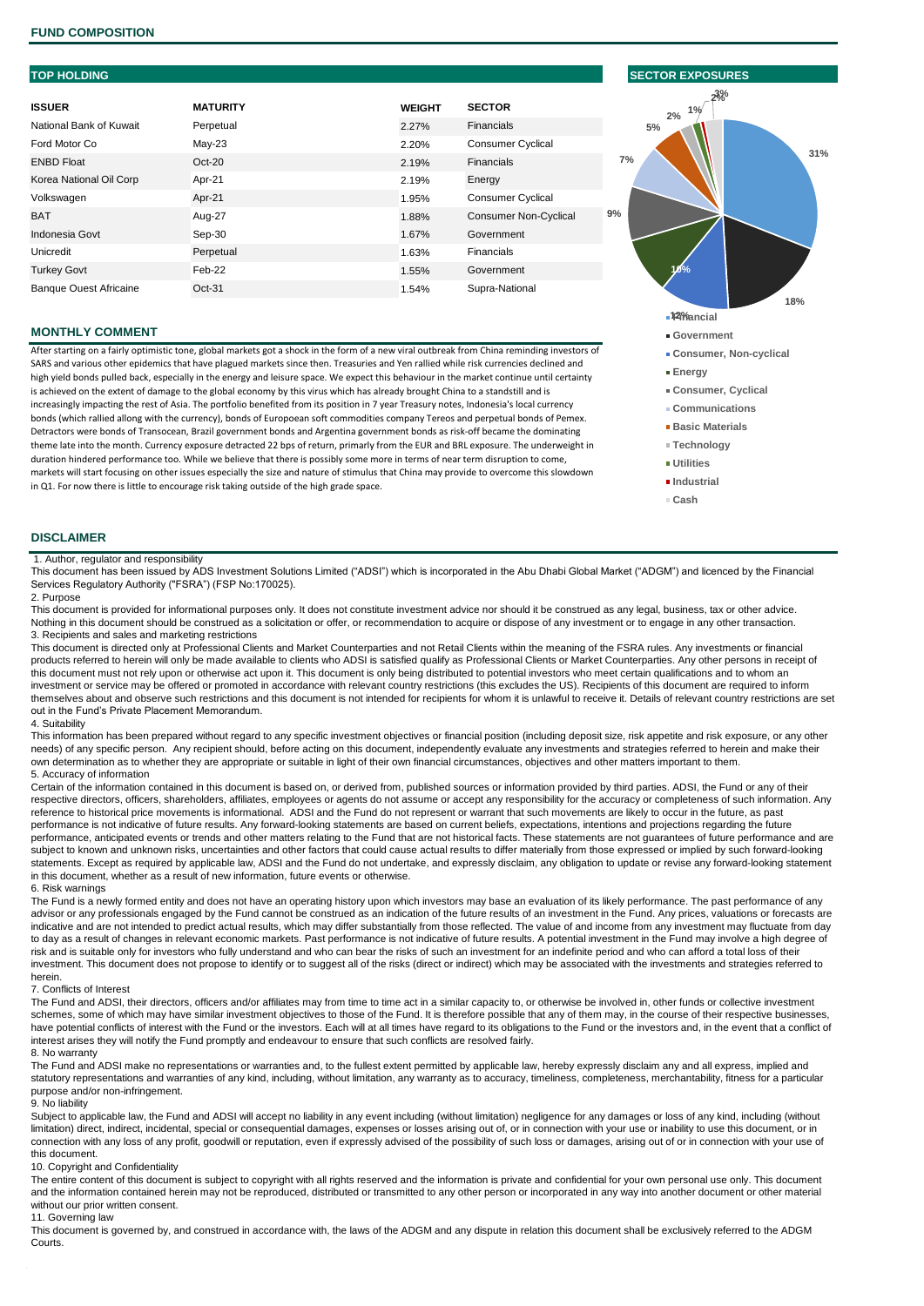## FUND COMPOSITION

### TOP HOLDING

| ISSUER | MATURITY | WEIGHT | SECTOR |
|---|---|---|---|
| National Bank of Kuwait | Perpetual | 2.27% | Financials |
| Ford Motor Co | May-23 | 2.20% | Consumer Cyclical |
| ENBD Float | Oct-20 | 2.19% | Financials |
| Korea National Oil Corp | Apr-21 | 2.19% | Energy |
| Volkswagen | Apr-21 | 1.95% | Consumer Cyclical |
| BAT | Aug-27 | 1.88% | Consumer Non-Cyclical |
| Indonesia Govt | Sep-30 | 1.67% | Government |
| Unicredit | Perpetual | 1.63% | Financials |
| Turkey Govt | Feb-22 | 1.55% | Government |
| Banque Ouest Africaine | Oct-31 | 1.54% | Supra-National |

### SECTOR EXPOSURES

31%
18%
10%
12%
9%
7%
5%
2%
1%
2%
3%

- Financial
- Government
- Consumer, Non-cyclical
- Energy
- Consumer, Cyclical
- Communications
- Basic Materials
- Technology
- Utilities
- Industrial
- Cash

### MONTHLY COMMENT

After starting on a fairly optimistic tone, global markets got a shock in the form of a new viral outbreak from China reminding investors of SARS and various other epidemics that have plagued markets since then. Treasuries and Yen rallied while risk currencies declined and high yield bonds pulled back, especially in the energy and leisure space. We expect this behaviour in the market continue until certainty is achieved on the extent of damage to the global economy by this virus which has already brought China to a standstill and is increasingly impacting the rest of Asia. The portfolio benefited from its position in 7 year Treasury notes, Indonesia's local currency bonds (which rallied allong with the currency), bonds of Europoean soft commodities company Tereos and perpetual bonds of Pemex. Detractors were bonds of Transocean, Brazil government bonds and Argentina government bonds as risk-off became the dominating theme late into the month. Currency exposure detracted 22 bps of return, primarly from the EUR and BRL exposure. The underweight in duration hindered performance too. While we believe that there is possibly some more in terms of near term disruption to come, markets will start focusing on other issues especially the size and nature of stimulus that China may provide to overcome this slowdown in Q1. For now there is little to encourage risk taking outside of the high grade space.

## DISCLAIMER

1. Author, regulator and responsibility

This document has been issued by ADS Investment Solutions Limited ("ADSI") which is incorporated in the Abu Dhabi Global Market ("ADGM") and licenced by the Financial Services Regulatory Authority ("FSRA") (FSP No:170025).

2. Purpose

This document is provided for informational purposes only. It does not constitute investment advice nor should it be construed as any legal, business, tax or other advice. Nothing in this document should be construed as a solicitation or offer, or recommendation to acquire or dispose of any investment or to engage in any other transaction.

3. Recipients and sales and marketing restrictions

This document is directed only at Professional Clients and Market Counterparties and not Retail Clients within the meaning of the FSRA rules. Any investments or financial products referred to herein will only be made available to clients who ADSI is satisfied qualify as Professional Clients or Market Counterparties. Any other persons in receipt of this document must not rely upon or otherwise act upon it. This document is only being distributed to potential investors who meet certain qualifications and to whom an investment or service may be offered or promoted in accordance with relevant country restrictions (this excludes the US). Recipients of this document are required to inform themselves about and observe such restrictions and this document is not intended for recipients for whom it is unlawful to receive it. Details of relevant country restrictions are set out in the Fund's Private Placement Memorandum.

4. Suitability

This information has been prepared without regard to any specific investment objectives or financial position (including deposit size, risk appetite and risk exposure, or any other needs) of any specific person. Any recipient should, before acting on this document, independently evaluate any investments and strategies referred to herein and make their own determination as to whether they are appropriate or suitable in light of their own financial circumstances, objectives and other matters important to them.

5. Accuracy of information

Certain of the information contained in this document is based on, or derived from, published sources or information provided by third parties. ADSI, the Fund or any of their respective directors, officers, shareholders, affiliates, employees or agents do not assume or accept any responsibility for the accuracy or completeness of such information. Any reference to historical price movements is informational. ADSI and the Fund do not represent or warrant that such movements are likely to occur in the future, as past performance is not indicative of future results. Any forward-looking statements are based on current beliefs, expectations, intentions and projections regarding the future performance, anticipated events or trends and other matters relating to the Fund that are not historical facts. These statements are not guarantees of future performance and are subject to known and unknown risks, uncertainties and other factors that could cause actual results to differ materially from those expressed or implied by such forward-looking statements. Except as required by applicable law, ADSI and the Fund do not undertake, and expressly disclaim, any obligation to update or revise any forward-looking statement in this document, whether as a result of new information, future events or otherwise.

6. Risk warnings

The Fund is a newly formed entity and does not have an operating history upon which investors may base an evaluation of its likely performance. The past performance of any advisor or any professionals engaged by the Fund cannot be construed as an indication of the future results of an investment in the Fund. Any prices, valuations or forecasts are indicative and are not intended to predict actual results, which may differ substantially from those reflected. The value of and income from any investment may fluctuate from day to day as a result of changes in relevant economic markets. Past performance is not indicative of future results. A potential investment in the Fund may involve a high degree of risk and is suitable only for investors who fully understand and who can bear the risks of such an investment for an indefinite period and who can afford a total loss of their investment. This document does not propose to identify or to suggest all of the risks (direct or indirect) which may be associated with the investments and strategies referred to herein.

7. Conflicts of Interest

The Fund and ADSI, their directors, officers and/or affiliates may from time to time act in a similar capacity to, or otherwise be involved in, other funds or collective investment schemes, some of which may have similar investment objectives to those of the Fund. It is therefore possible that any of them may, in the course of their respective businesses, have potential conflicts of interest with the Fund or the investors. Each will at all times have regard to its obligations to the Fund or the investors and, in the event that a conflict of interest arises they will notify the Fund promptly and endeavour to ensure that such conflicts are resolved fairly.

8. No warranty

The Fund and ADSI make no representations or warranties and, to the fullest extent permitted by applicable law, hereby expressly disclaim any and all express, implied and statutory representations and warranties of any kind, including, without limitation, any warranty as to accuracy, timeliness, completeness, merchantability, fitness for a particular purpose and/or non-infringement.

9. No liability

Subject to applicable law, the Fund and ADSI will accept no liability in any event including (without limitation) negligence for any damages or loss of any kind, including (without limitation) direct, indirect, incidental, special or consequential damages, expenses or losses arising out of, or in connection with your use or inability to use this document, or in connection with any loss of any profit, goodwill or reputation, even if expressly advised of the possibility of such loss or damages, arising out of or in connection with your use of this document.

10. Copyright and Confidentiality

The entire content of this document is subject to copyright with all rights reserved and the information is private and confidential for your own personal use only. This document and the information contained herein may not be reproduced, distributed or transmitted to any other person or incorporated in any way into another document or other material without our prior written consent.

11. Governing law

This document is governed by, and construed in accordance with, the laws of the ADGM and any dispute in relation this document shall be exclusively referred to the ADGM Courts.